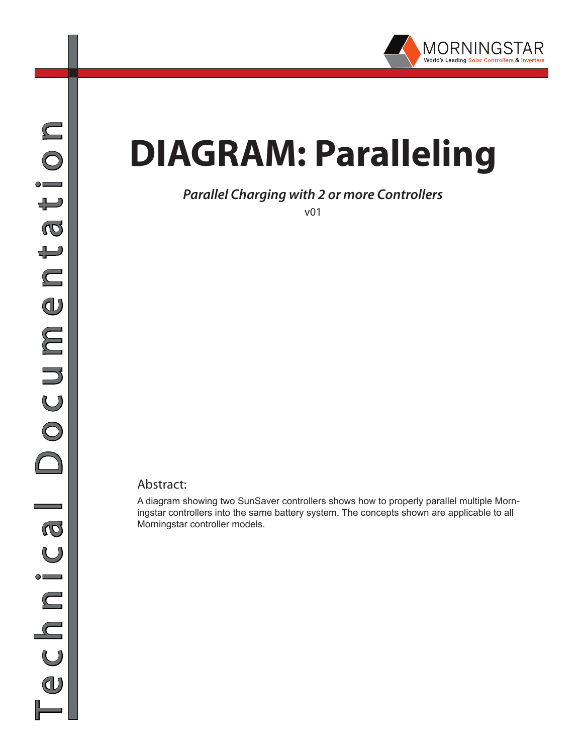MORNINGSTAR

World's Leading Solar Controllers & Inverters

Technical Documentation

# DIAGRAM: Paralleling

*Parallel Charging with 2 or more Controllers*

v01

## Abstract:

A diagram showing two SunSaver controllers shows how to properly parallel multiple Morningstar controllers into the same battery system. The concepts shown are applicable to all Morningstar controller models.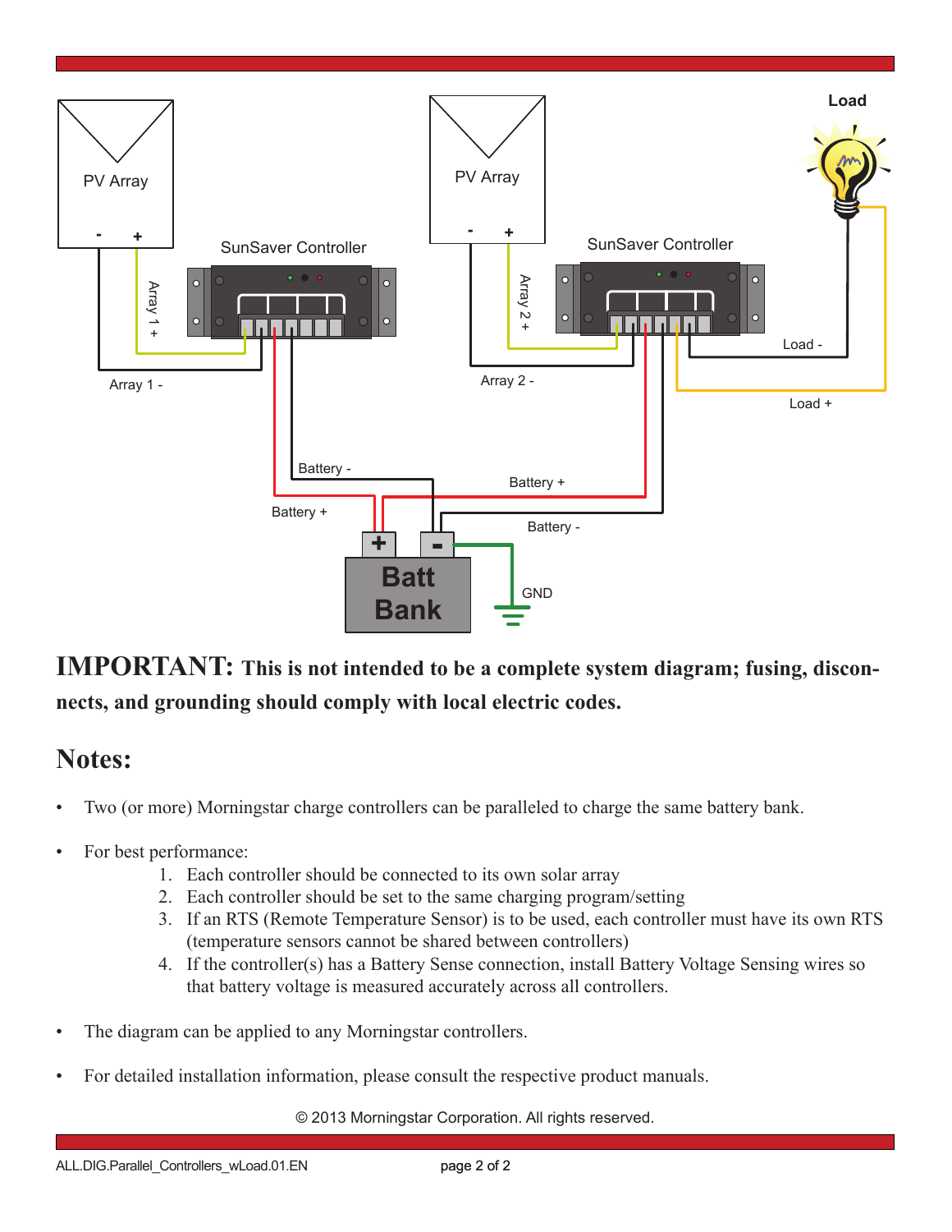PV Array

SunSaver Controller

Array 1 +

Array 1 -

PV Array

SunSaver Controller

Array 2 +

Array 2 -

Load

Load -

Load +

Battery -

Battery +

Battery +

Battery -

Batt Bank

GND

**IMPORTANT: This is not intended to be a complete system diagram; fusing, disconnects, and grounding should comply with local electric codes.**

## Notes:

- Two (or more) Morningstar charge controllers can be paralleled to charge the same battery bank.
- For best performance:
  1. Each controller should be connected to its own solar array
  2. Each controller should be set to the same charging program/setting
  3. If an RTS (Remote Temperature Sensor) is to be used, each controller must have its own RTS (temperature sensors cannot be shared between controllers)
  4. If the controller(s) has a Battery Sense connection, install Battery Voltage Sensing wires so that battery voltage is measured accurately across all controllers.
- The diagram can be applied to any Morningstar controllers.
- For detailed installation information, please consult the respective product manuals.

© 2013 Morningstar Corporation. All rights reserved.

ALL.DIG.Parallel_Controllers_wLoad.01.EN